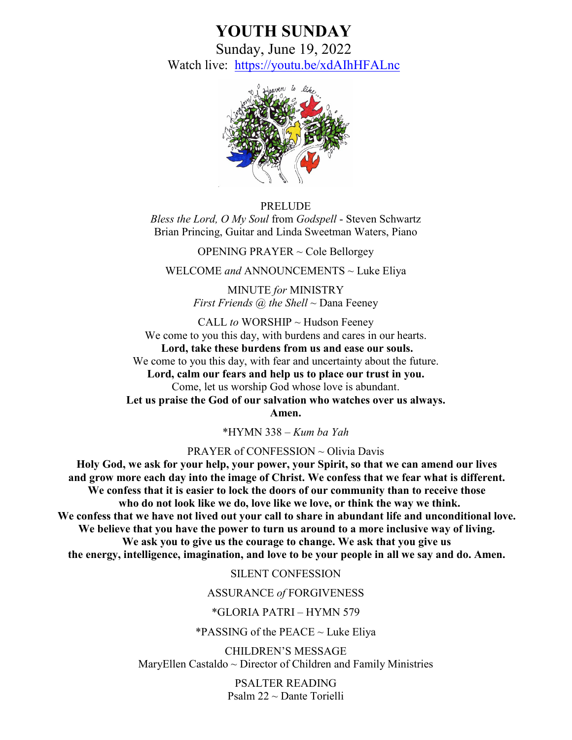# YOUTH SUNDAY

Sunday, June 19, 2022

Watch live: https://youtu.be/xdAIhHFALnc

PRELUDE

*Bless the Lord, O My Soul* from *Godspell* - Steven Schwartz

Brian Princing, Guitar and Linda Sweetman Waters, Piano

OPENING PRAYER ~ Cole Bellorgey

WELCOME *and* ANNOUNCEMENTS ~ Luke Eliya

MINUTE *for* MINISTRY

*First Friends @ the Shell* ~ Dana Feeney

CALL *to* WORSHIP ~ Hudson Feeney

We come to you this day, with burdens and cares in our hearts.

**Lord, take these burdens from us and ease our souls.**

We come to you this day, with fear and uncertainty about the future.

**Lord, calm our fears and help us to place our trust in you.**

Come, let us worship God whose love is abundant.

**Let us praise the God of our salvation who watches over us always.**

**Amen.**

*HYMN 338 – *Kum ba Yah*

PRAYER of CONFESSION ~ Olivia Davis

**Holy God, we ask for your help, your power, your Spirit, so that we can amend our lives and grow more each day into the image of Christ. We confess that we fear what is different. We confess that it is easier to lock the doors of our community than to receive those who do not look like we do, love like we love, or think the way we think. We confess that we have not lived out your call to share in abundant life and unconditional love. We believe that you have the power to turn us around to a more inclusive way of living. We ask you to give us the courage to change. We ask that you give us the energy, intelligence, imagination, and love to be your people in all we say and do. Amen.**

SILENT CONFESSION

ASSURANCE *of* FORGIVENESS

*GLORIA PATRI – HYMN 579

*PASSING of the PEACE ~ Luke Eliya

CHILDREN'S MESSAGE

MaryEllen Castaldo ~ Director of Children and Family Ministries

PSALTER READING

Psalm 22 ~ Dante Torielli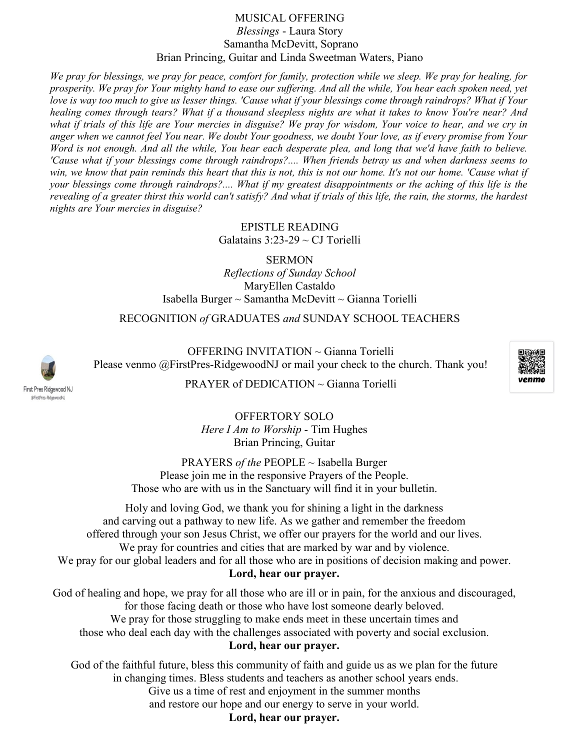MUSICAL OFFERING

*Blessings* - Laura Story

Samantha McDevitt, Soprano

Brian Princing, Guitar and Linda Sweetman Waters, Piano

*We pray for blessings, we pray for peace, comfort for family, protection while we sleep. We pray for healing, for prosperity. We pray for Your mighty hand to ease our suffering. And all the while, You hear each spoken need, yet love is way too much to give us lesser things. 'Cause what if your blessings come through raindrops? What if Your healing comes through tears? What if a thousand sleepless nights are what it takes to know You're near? And what if trials of this life are Your mercies in disguise? We pray for wisdom, Your voice to hear, and we cry in anger when we cannot feel You near. We doubt Your goodness, we doubt Your love, as if every promise from Your Word is not enough. And all the while, You hear each desperate plea, and long that we'd have faith to believe. 'Cause what if your blessings come through raindrops?.... When friends betray us and when darkness seems to win, we know that pain reminds this heart that this is not, this is not our home. It's not our home. 'Cause what if your blessings come through raindrops?.... What if my greatest disappointments or the aching of this life is the revealing of a greater thirst this world can't satisfy? And what if trials of this life, the rain, the storms, the hardest nights are Your mercies in disguise?*

EPISTLE READING

Galatains 3:23-29 ~ CJ Torielli

SERMON

*Reflections of Sunday School*

MaryEllen Castaldo

Isabella Burger ~ Samantha McDevitt ~ Gianna Torielli

RECOGNITION *of* GRADUATES *and* SUNDAY SCHOOL TEACHERS

OFFERING INVITATION ~ Gianna Torielli

Please venmo @FirstPres-RidgewoodNJ or mail your check to the church. Thank you!

First Pres Ridgewood NJ
@FirstPres-RidgewoodNJ

venmo

PRAYER of DEDICATION ~ Gianna Torielli

OFFERTORY SOLO

*Here I Am to Worship* - Tim Hughes

Brian Princing, Guitar

PRAYERS *of the* PEOPLE ~ Isabella Burger

Please join me in the responsive Prayers of the People.
Those who are with us in the Sanctuary will find it in your bulletin.

Holy and loving God, we thank you for shining a light in the darkness
and carving out a pathway to new life. As we gather and remember the freedom
offered through your son Jesus Christ, we offer our prayers for the world and our lives.
We pray for countries and cities that are marked by war and by violence.
We pray for our global leaders and for all those who are in positions of decision making and power.

**Lord, hear our prayer.**

God of healing and hope, we pray for all those who are ill or in pain, for the anxious and discouraged,
for those facing death or those who have lost someone dearly beloved.
We pray for those struggling to make ends meet in these uncertain times and
those who deal each day with the challenges associated with poverty and social exclusion.

**Lord, hear our prayer.**

God of the faithful future, bless this community of faith and guide us as we plan for the future
in changing times. Bless students and teachers as another school years ends.
Give us a time of rest and enjoyment in the summer months
and restore our hope and our energy to serve in your world.

**Lord, hear our prayer.**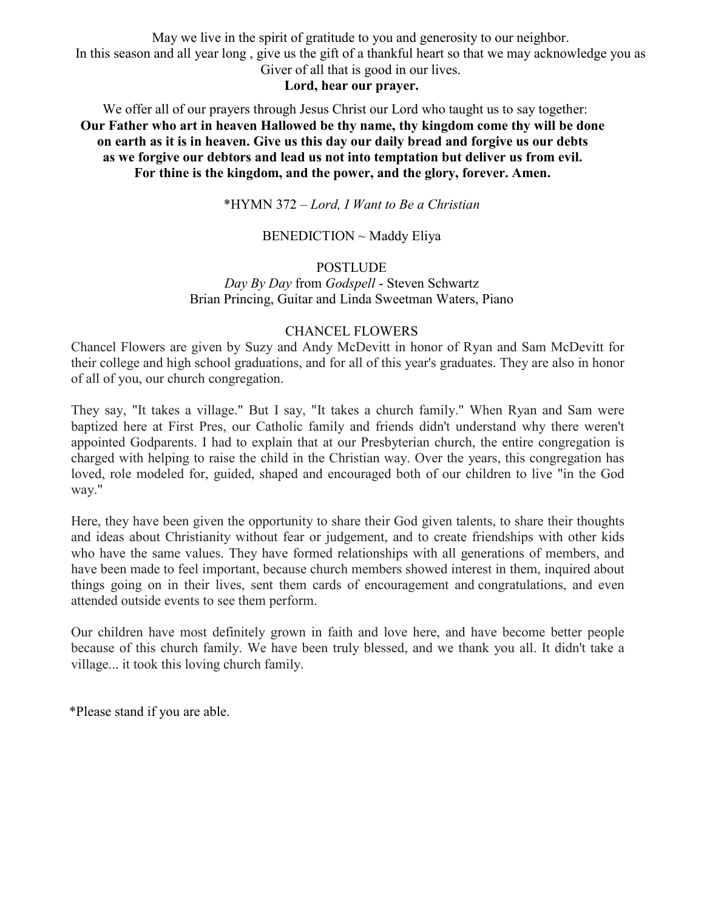May we live in the spirit of gratitude to you and generosity to our neighbor.
In this season and all year long , give us the gift of a thankful heart so that we may acknowledge you as Giver of all that is good in our lives.
**Lord, hear our prayer.**

We offer all of our prayers through Jesus Christ our Lord who taught us to say together:
**Our Father who art in heaven Hallowed be thy name, thy kingdom come thy will be done on earth as it is in heaven. Give us this day our daily bread and forgive us our debts as we forgive our debtors and lead us not into temptation but deliver us from evil. For thine is the kingdom, and the power, and the glory, forever. Amen.**

*HYMN 372 – *Lord, I Want to Be a Christian*

BENEDICTION ~ Maddy Eliya

POSTLUDE
*Day By Day* from *Godspell* - Steven Schwartz
Brian Princing, Guitar and Linda Sweetman Waters, Piano

CHANCEL FLOWERS

Chancel Flowers are given by Suzy and Andy McDevitt in honor of Ryan and Sam McDevitt for their college and high school graduations, and for all of this year's graduates. They are also in honor of all of you, our church congregation.

They say, "It takes a village." But I say, "It takes a church family." When Ryan and Sam were baptized here at First Pres, our Catholic family and friends didn't understand why there weren't appointed Godparents. I had to explain that at our Presbyterian church, the entire congregation is charged with helping to raise the child in the Christian way. Over the years, this congregation has loved, role modeled for, guided, shaped and encouraged both of our children to live "in the God way."

Here, they have been given the opportunity to share their God given talents, to share their thoughts and ideas about Christianity without fear or judgement, and to create friendships with other kids who have the same values. They have formed relationships with all generations of members, and have been made to feel important, because church members showed interest in them, inquired about things going on in their lives, sent them cards of encouragement and congratulations, and even attended outside events to see them perform.

Our children have most definitely grown in faith and love here, and have become better people because of this church family. We have been truly blessed, and we thank you all. It didn't take a village... it took this loving church family.

*Please stand if you are able.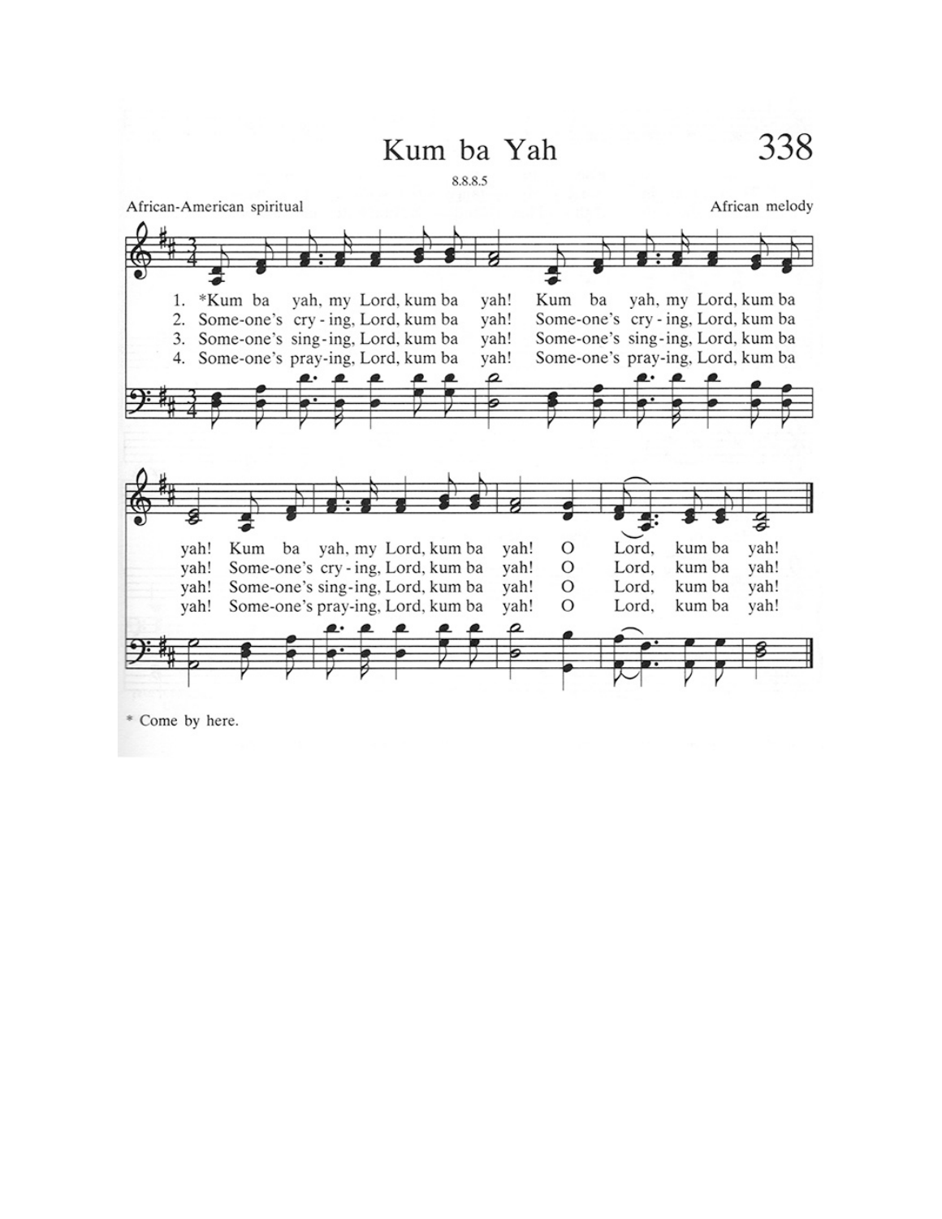# Kum ba Yah

338

8.8.8.5

African-American spiritual

African melody

1. *Kum ba yah, my Lord, kum ba yah! Kum ba yah, my Lord, kum ba yah! Kum ba yah, my Lord, kum ba yah! O Lord, kum ba yah!
2. Some-one's cry - ing, Lord, kum ba yah! Some-one's cry - ing, Lord, kum ba yah! Some-one's cry - ing, Lord, kum ba yah! O Lord, kum ba yah!
3. Some-one's sing-ing, Lord, kum ba yah! Some-one's sing-ing, Lord, kum ba yah! Some-one's sing-ing, Lord, kum ba yah! O Lord, kum ba yah!
4. Some-one's pray-ing, Lord, kum ba yah! Some-one's pray-ing, Lord, kum ba yah! Some-one's pray-ing, Lord, kum ba yah! O Lord, kum ba yah!

* Come by here.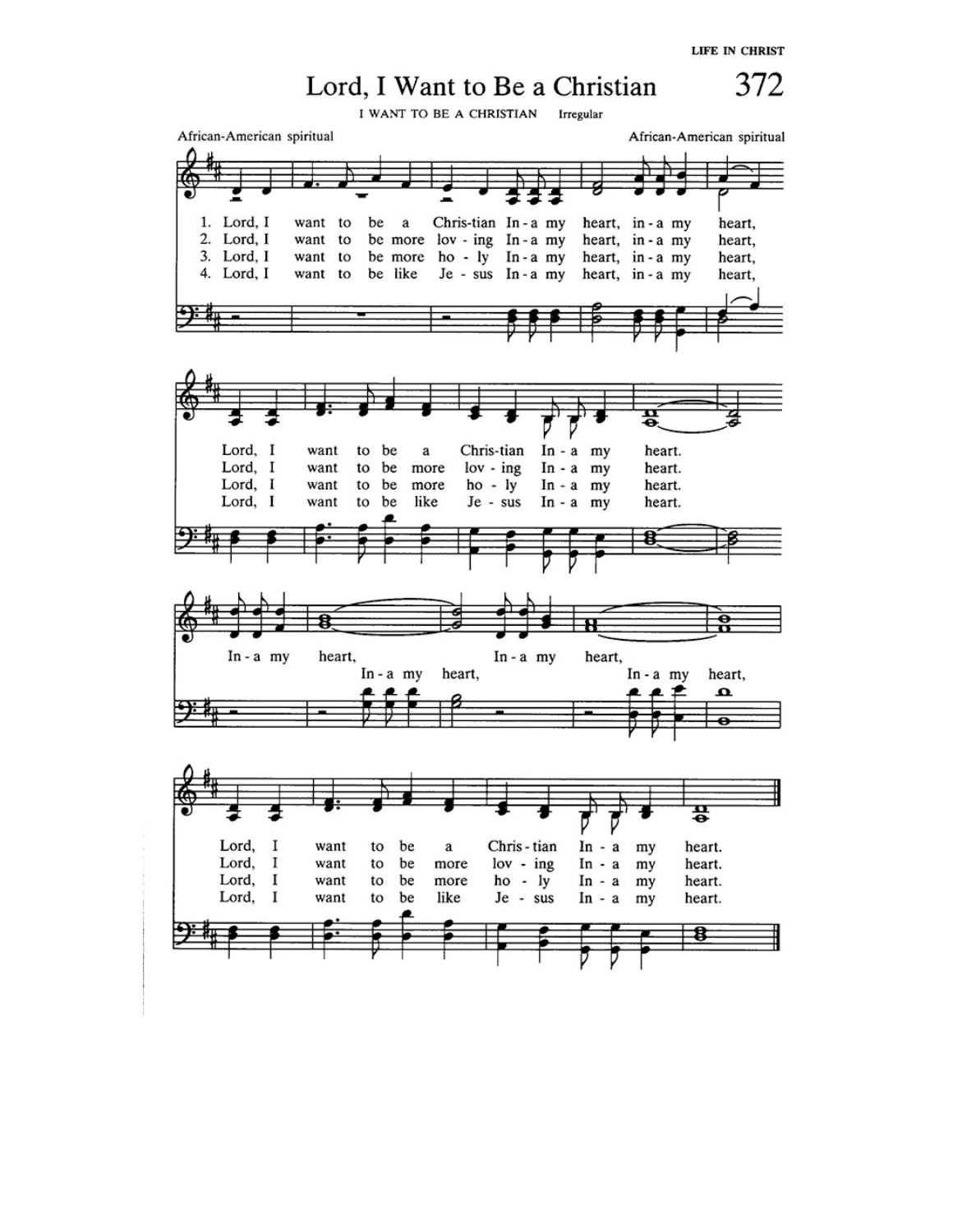# Lord, I Want to Be a Christian

I WANT TO BE A CHRISTIAN Irregular

African-American spiritual

African-American spiritual

1. Lord, I want to be a Christian In-a my heart, in-a my heart,
   Lord, I want to be a Christian In-a my heart.
2. Lord, I want to be more loving In-a my heart, in-a my heart,
   Lord, I want to be more loving In-a my heart.
3. Lord, I want to be more holy In-a my heart, in-a my heart,
   Lord, I want to be more holy In-a my heart.
4. Lord, I want to be like Jesus In-a my heart, in-a my heart,
   Lord, I want to be like Jesus In-a my heart.

In-a my heart, In-a my heart, In-a my heart, In-a my heart, In-a my heart, In-a my heart,

Lord, I want to be a Christian In-a my heart.
Lord, I want to be more loving In-a my heart.
Lord, I want to be more holy In-a my heart.
Lord, I want to be like Jesus In-a my heart.